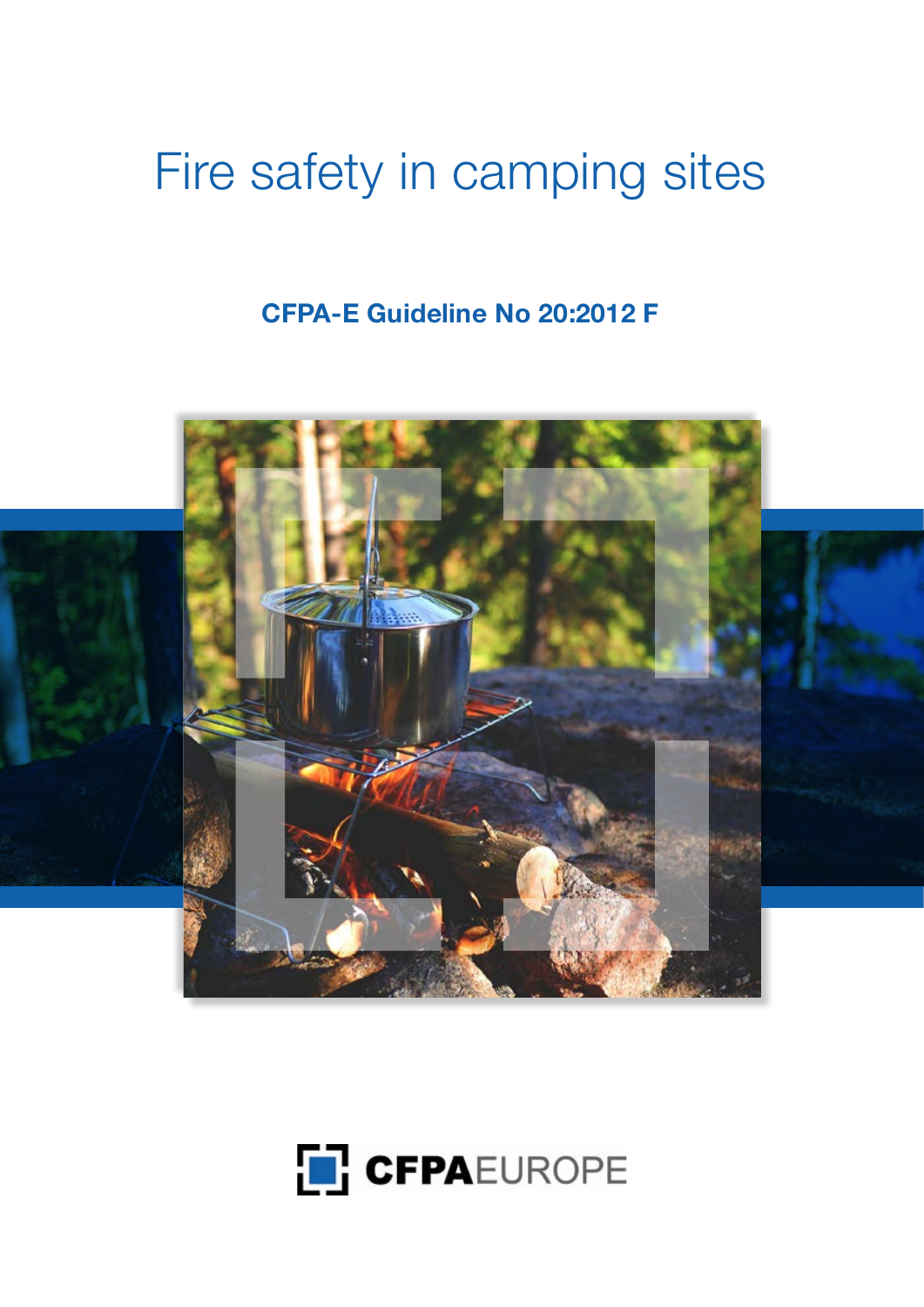# Fire safety in camping sites

**CFPA-E Guideline No 20:2012 F**

CFPAEUROPE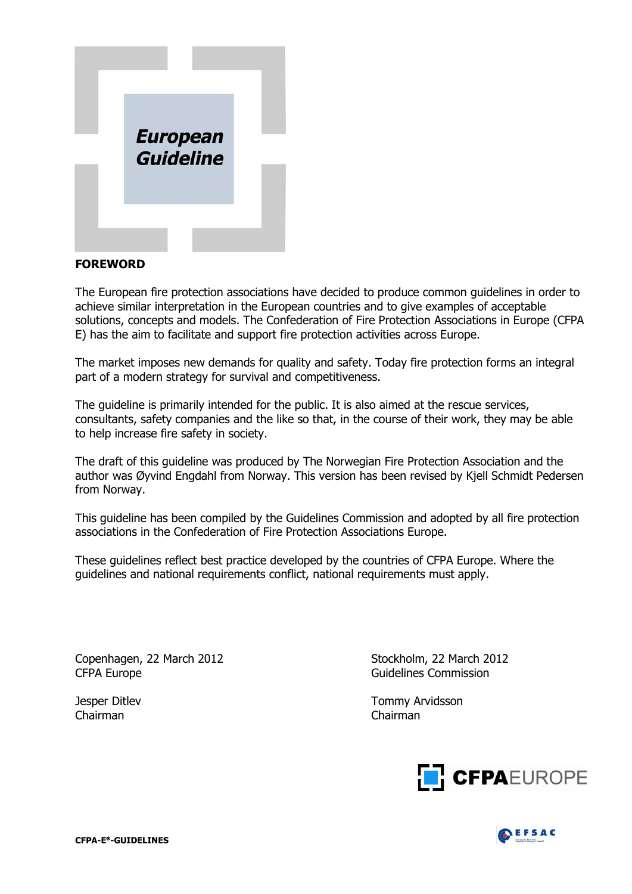**European Guideline**

**FOREWORD**

The European fire protection associations have decided to produce common guidelines in order to achieve similar interpretation in the European countries and to give examples of acceptable solutions, concepts and models. The Confederation of Fire Protection Associations in Europe (CFPA E) has the aim to facilitate and support fire protection activities across Europe.

The market imposes new demands for quality and safety. Today fire protection forms an integral part of a modern strategy for survival and competitiveness.

The guideline is primarily intended for the public. It is also aimed at the rescue services, consultants, safety companies and the like so that, in the course of their work, they may be able to help increase fire safety in society.

The draft of this guideline was produced by The Norwegian Fire Protection Association and the author was Øyvind Engdahl from Norway. This version has been revised by Kjell Schmidt Pedersen from Norway.

This guideline has been compiled by the Guidelines Commission and adopted by all fire protection associations in the Confederation of Fire Protection Associations Europe.

These guidelines reflect best practice developed by the countries of CFPA Europe. Where the guidelines and national requirements conflict, national requirements must apply.

Copenhagen, 22 March 2012
CFPA Europe

Jesper Ditlev
Chairman

Stockholm, 22 March 2012
Guidelines Commission

Tommy Arvidsson
Chairman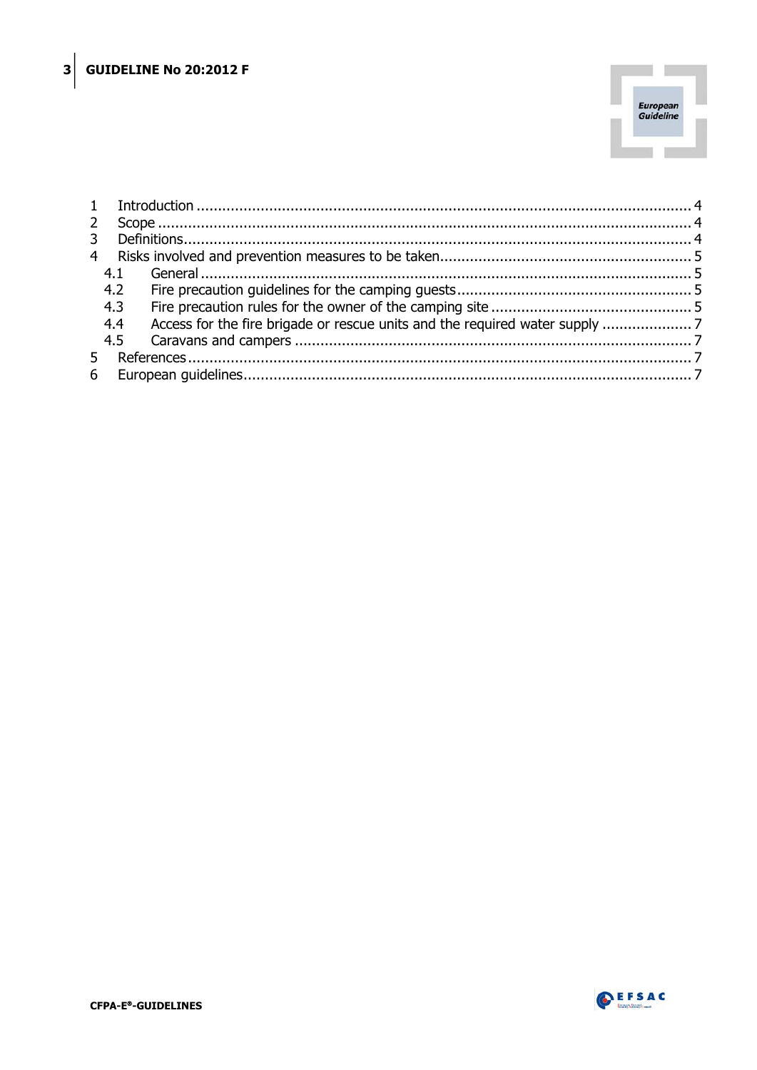1 Introduction .................................................................................................................. 4
2 Scope .......................................................................................................................... 4
3 Definitions .................................................................................................................... 4
4 Risks involved and prevention measures to be taken ......................................................... 5
  4.1 General ................................................................................................................. 5
  4.2 Fire precaution guidelines for the camping guests ...................................................... 5
  4.3 Fire precaution rules for the owner of the camping site ............................................... 5
  4.4 Access for the fire brigade or rescue units and the required water supply ..................... 7
  4.5 Caravans and campers ........................................................................................... 7
5 References .................................................................................................................... 7
6 European guidelines ....................................................................................................... 7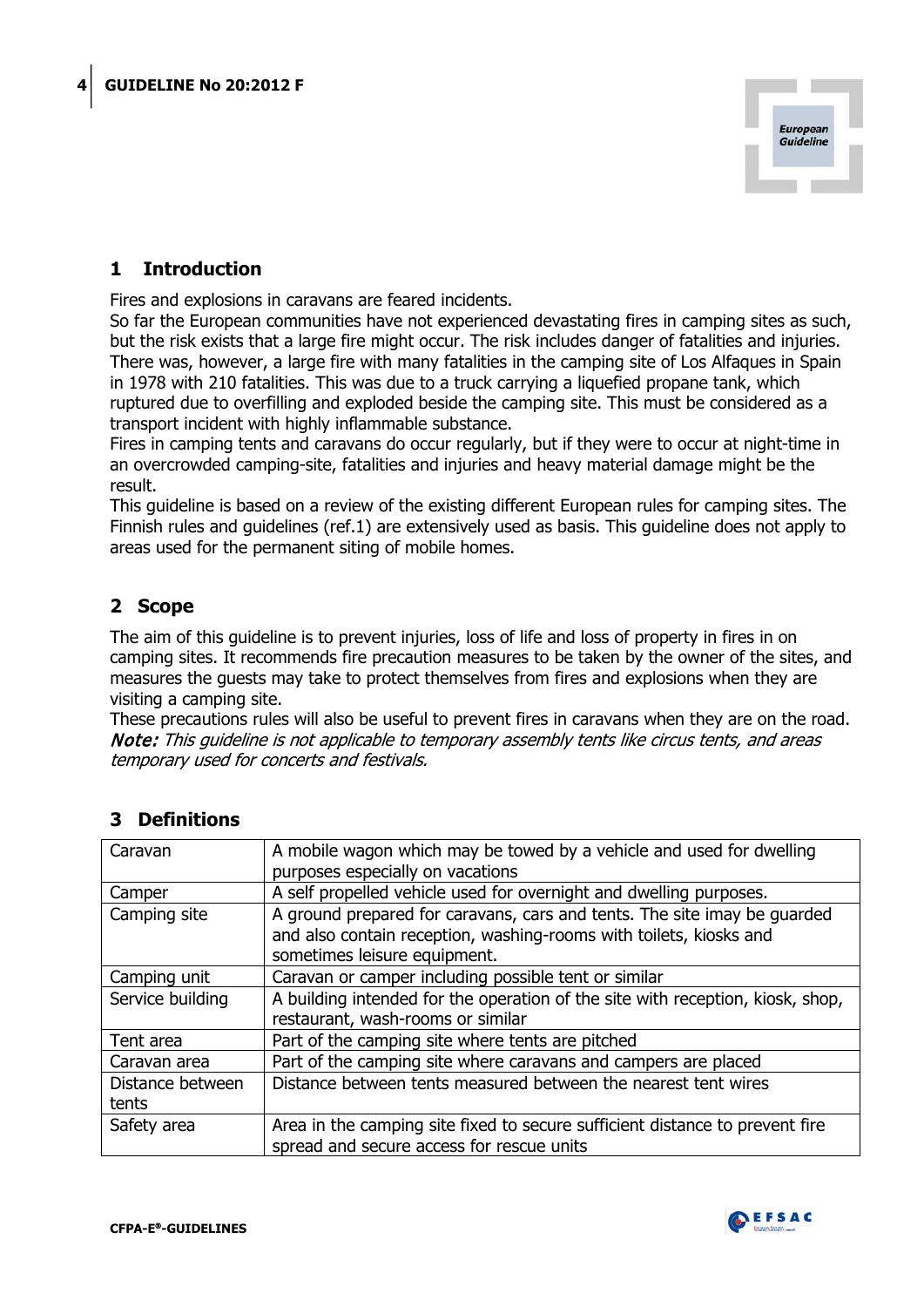## 1 Introduction

Fires and explosions in caravans are feared incidents.
So far the European communities have not experienced devastating fires in camping sites as such, but the risk exists that a large fire might occur. The risk includes danger of fatalities and injuries. There was, however, a large fire with many fatalities in the camping site of Los Alfaques in Spain in 1978 with 210 fatalities. This was due to a truck carrying a liquefied propane tank, which ruptured due to overfilling and exploded beside the camping site. This must be considered as a transport incident with highly inflammable substance.
Fires in camping tents and caravans do occur regularly, but if they were to occur at night-time in an overcrowded camping-site, fatalities and injuries and heavy material damage might be the result.
This guideline is based on a review of the existing different European rules for camping sites. The Finnish rules and guidelines (ref.1) are extensively used as basis. This guideline does not apply to areas used for the permanent siting of mobile homes.

## 2 Scope

The aim of this guideline is to prevent injuries, loss of life and loss of property in fires in on camping sites. It recommends fire precaution measures to be taken by the owner of the sites, and measures the guests may take to protect themselves from fires and explosions when they are visiting a camping site.
These precautions rules will also be useful to prevent fires in caravans when they are on the road.
***Note:*** *This guideline is not applicable to temporary assembly tents like circus tents, and areas temporary used for concerts and festivals.*

## 3 Definitions

| Term | Definition |
|---|---|
| Caravan | A mobile wagon which may be towed by a vehicle and used for dwelling purposes especially on vacations |
| Camper | A self propelled vehicle used for overnight and dwelling purposes. |
| Camping site | A ground prepared for caravans, cars and tents. The site imay be guarded and also contain reception, washing-rooms with toilets, kiosks and sometimes leisure equipment. |
| Camping unit | Caravan or camper including possible tent or similar |
| Service building | A building intended for the operation of the site with reception, kiosk, shop, restaurant, wash-rooms or similar |
| Tent area | Part of the camping site where tents are pitched |
| Caravan area | Part of the camping site where caravans and campers are placed |
| Distance between tents | Distance between tents measured between the nearest tent wires |
| Safety area | Area in the camping site fixed to secure sufficient distance to prevent fire spread and secure access for rescue units |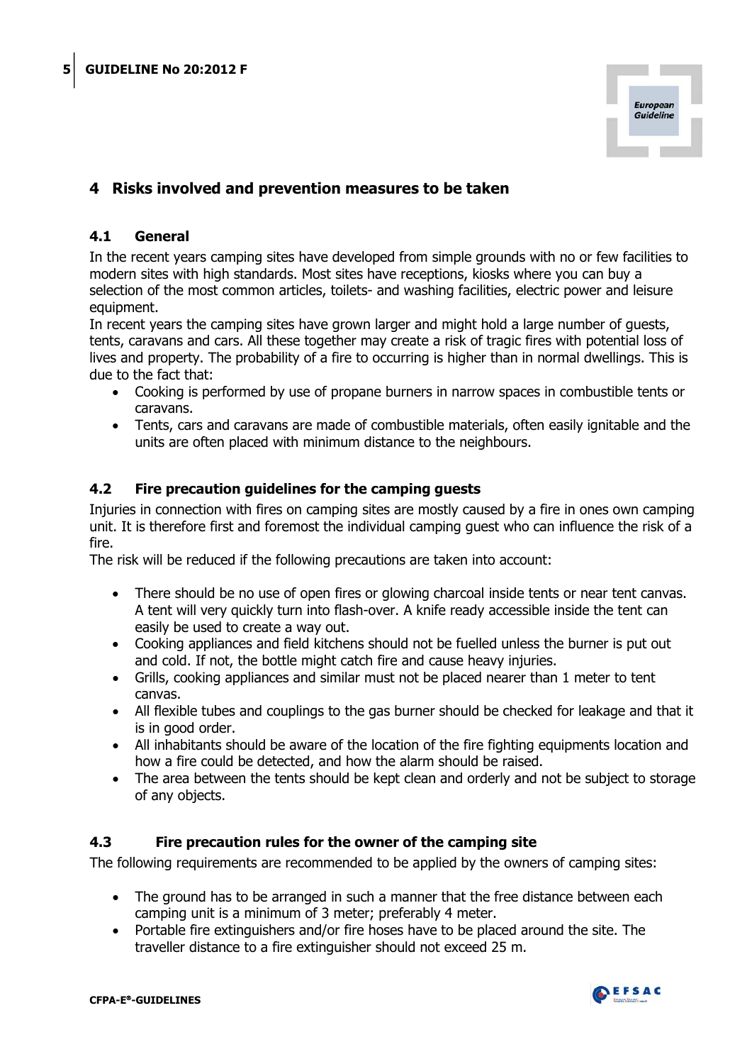# 4 Risks involved and prevention measures to be taken

## 4.1 General

In the recent years camping sites have developed from simple grounds with no or few facilities to modern sites with high standards. Most sites have receptions, kiosks where you can buy a selection of the most common articles, toilets- and washing facilities, electric power and leisure equipment.

In recent years the camping sites have grown larger and might hold a large number of guests, tents, caravans and cars. All these together may create a risk of tragic fires with potential loss of lives and property. The probability of a fire to occurring is higher than in normal dwellings. This is due to the fact that:

- Cooking is performed by use of propane burners in narrow spaces in combustible tents or caravans.
- Tents, cars and caravans are made of combustible materials, often easily ignitable and the units are often placed with minimum distance to the neighbours.

## 4.2 Fire precaution guidelines for the camping guests

Injuries in connection with fires on camping sites are mostly caused by a fire in ones own camping unit. It is therefore first and foremost the individual camping guest who can influence the risk of a fire.

The risk will be reduced if the following precautions are taken into account:

- There should be no use of open fires or glowing charcoal inside tents or near tent canvas. A tent will very quickly turn into flash-over. A knife ready accessible inside the tent can easily be used to create a way out.
- Cooking appliances and field kitchens should not be fuelled unless the burner is put out and cold. If not, the bottle might catch fire and cause heavy injuries.
- Grills, cooking appliances and similar must not be placed nearer than 1 meter to tent canvas.
- All flexible tubes and couplings to the gas burner should be checked for leakage and that it is in good order.
- All inhabitants should be aware of the location of the fire fighting equipments location and how a fire could be detected, and how the alarm should be raised.
- The area between the tents should be kept clean and orderly and not be subject to storage of any objects.

## 4.3 Fire precaution rules for the owner of the camping site

The following requirements are recommended to be applied by the owners of camping sites:

- The ground has to be arranged in such a manner that the free distance between each camping unit is a minimum of 3 meter; preferably 4 meter.
- Portable fire extinguishers and/or fire hoses have to be placed around the site. The traveller distance to a fire extinguisher should not exceed 25 m.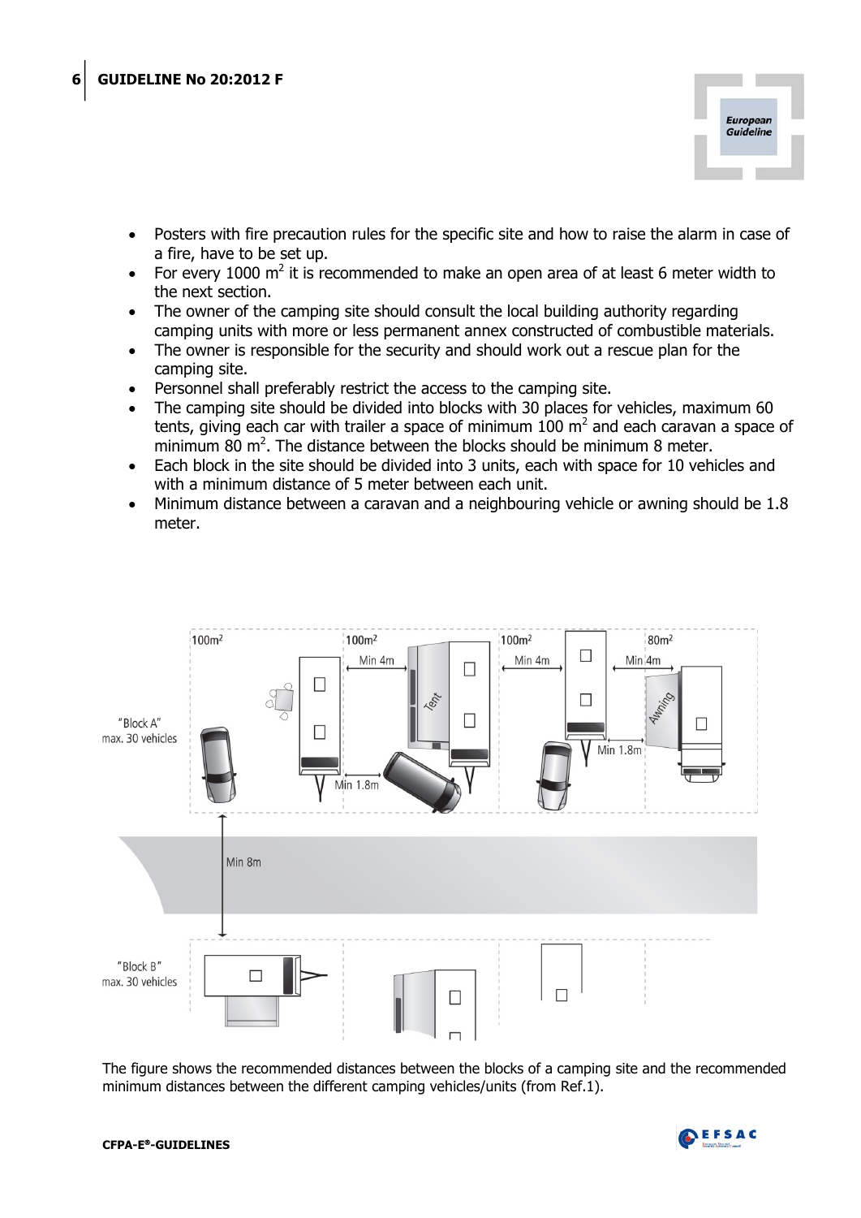- Posters with fire precaution rules for the specific site and how to raise the alarm in case of a fire, have to be set up.
- For every 1000 $m^2$ it is recommended to make an open area of at least 6 meter width to the next section.
- The owner of the camping site should consult the local building authority regarding camping units with more or less permanent annex constructed of combustible materials.
- The owner is responsible for the security and should work out a rescue plan for the camping site.
- Personnel shall preferably restrict the access to the camping site.
- The camping site should be divided into blocks with 30 places for vehicles, maximum 60 tents, giving each car with trailer a space of minimum 100 $m^2$ and each caravan a space of minimum 80 $m^2$. The distance between the blocks should be minimum 8 meter.
- Each block in the site should be divided into 3 units, each with space for 10 vehicles and with a minimum distance of 5 meter between each unit.
- Minimum distance between a caravan and a neighbouring vehicle or awning should be 1.8 meter.

The figure shows the recommended distances between the blocks of a camping site and the recommended minimum distances between the different camping vehicles/units (from Ref.1).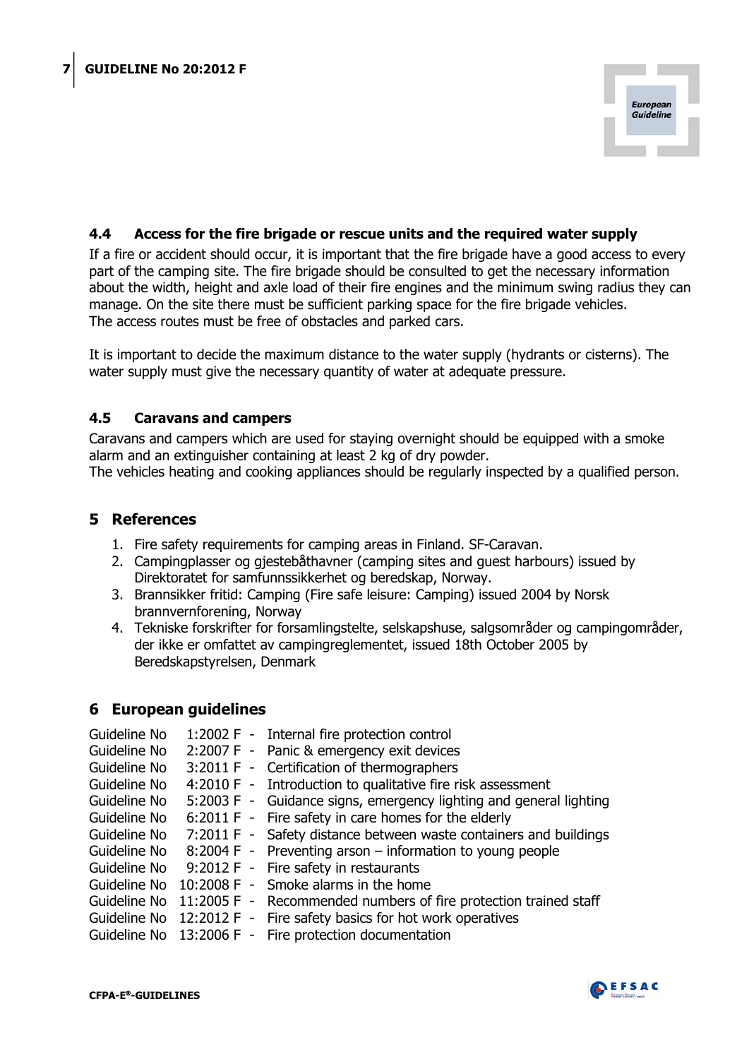### 4.4 Access for the fire brigade or rescue units and the required water supply

If a fire or accident should occur, it is important that the fire brigade have a good access to every part of the camping site. The fire brigade should be consulted to get the necessary information about the width, height and axle load of their fire engines and the minimum swing radius they can manage. On the site there must be sufficient parking space for the fire brigade vehicles.
The access routes must be free of obstacles and parked cars.

It is important to decide the maximum distance to the water supply (hydrants or cisterns). The water supply must give the necessary quantity of water at adequate pressure.

### 4.5 Caravans and campers

Caravans and campers which are used for staying overnight should be equipped with a smoke alarm and an extinguisher containing at least 2 kg of dry powder.
The vehicles heating and cooking appliances should be regularly inspected by a qualified person.

## 5 References

1. Fire safety requirements for camping areas in Finland. SF-Caravan.
2. Campingplasser og gjestebåthavner (camping sites and guest harbours) issued by Direktoratet for samfunnssikkerhet og beredskap, Norway.
3. Brannsikker fritid: Camping (Fire safe leisure: Camping) issued 2004 by Norsk brannvernforening, Norway
4. Tekniske forskrifter for forsamlingstelte, selskapshuse, salgsområder og campingområder, der ikke er omfattet av campingreglementet, issued 18th October 2005 by Beredskapstyrelsen, Denmark

## 6 European guidelines

Guideline No 1:2002 F - Internal fire protection control
Guideline No 2:2007 F - Panic & emergency exit devices
Guideline No 3:2011 F - Certification of thermographers
Guideline No 4:2010 F - Introduction to qualitative fire risk assessment
Guideline No 5:2003 F - Guidance signs, emergency lighting and general lighting
Guideline No 6:2011 F - Fire safety in care homes for the elderly
Guideline No 7:2011 F - Safety distance between waste containers and buildings
Guideline No 8:2004 F - Preventing arson – information to young people
Guideline No 9:2012 F - Fire safety in restaurants
Guideline No 10:2008 F - Smoke alarms in the home
Guideline No 11:2005 F - Recommended numbers of fire protection trained staff
Guideline No 12:2012 F - Fire safety basics for hot work operatives
Guideline No 13:2006 F - Fire protection documentation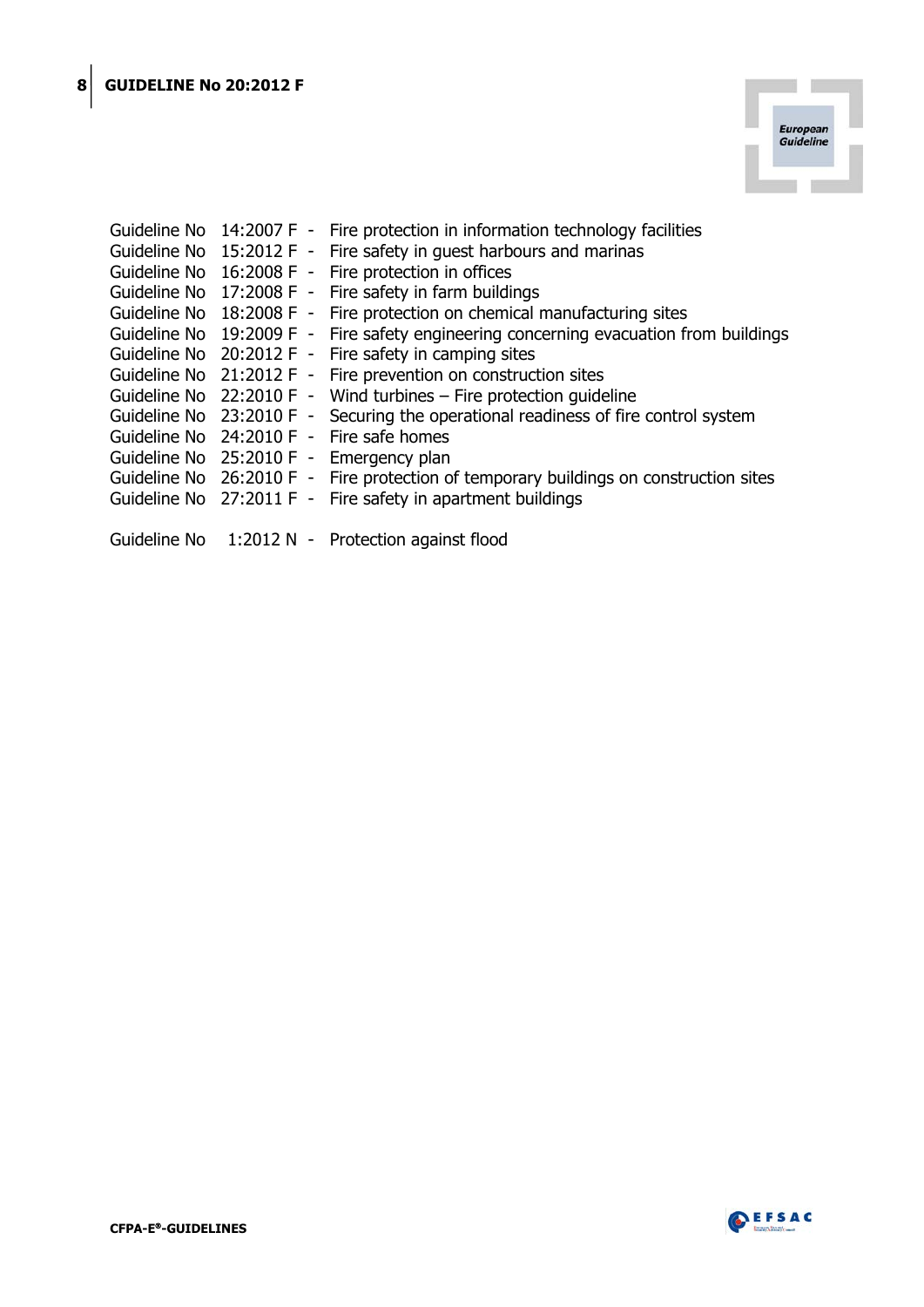Guideline No 14:2007 F - Fire protection in information technology facilities
Guideline No 15:2012 F - Fire safety in guest harbours and marinas
Guideline No 16:2008 F - Fire protection in offices
Guideline No 17:2008 F - Fire safety in farm buildings
Guideline No 18:2008 F - Fire protection on chemical manufacturing sites
Guideline No 19:2009 F - Fire safety engineering concerning evacuation from buildings
Guideline No 20:2012 F - Fire safety in camping sites
Guideline No 21:2012 F - Fire prevention on construction sites
Guideline No 22:2010 F - Wind turbines – Fire protection guideline
Guideline No 23:2010 F - Securing the operational readiness of fire control system
Guideline No 24:2010 F - Fire safe homes
Guideline No 25:2010 F - Emergency plan
Guideline No 26:2010 F - Fire protection of temporary buildings on construction sites
Guideline No 27:2011 F - Fire safety in apartment buildings

Guideline No 1:2012 N - Protection against flood